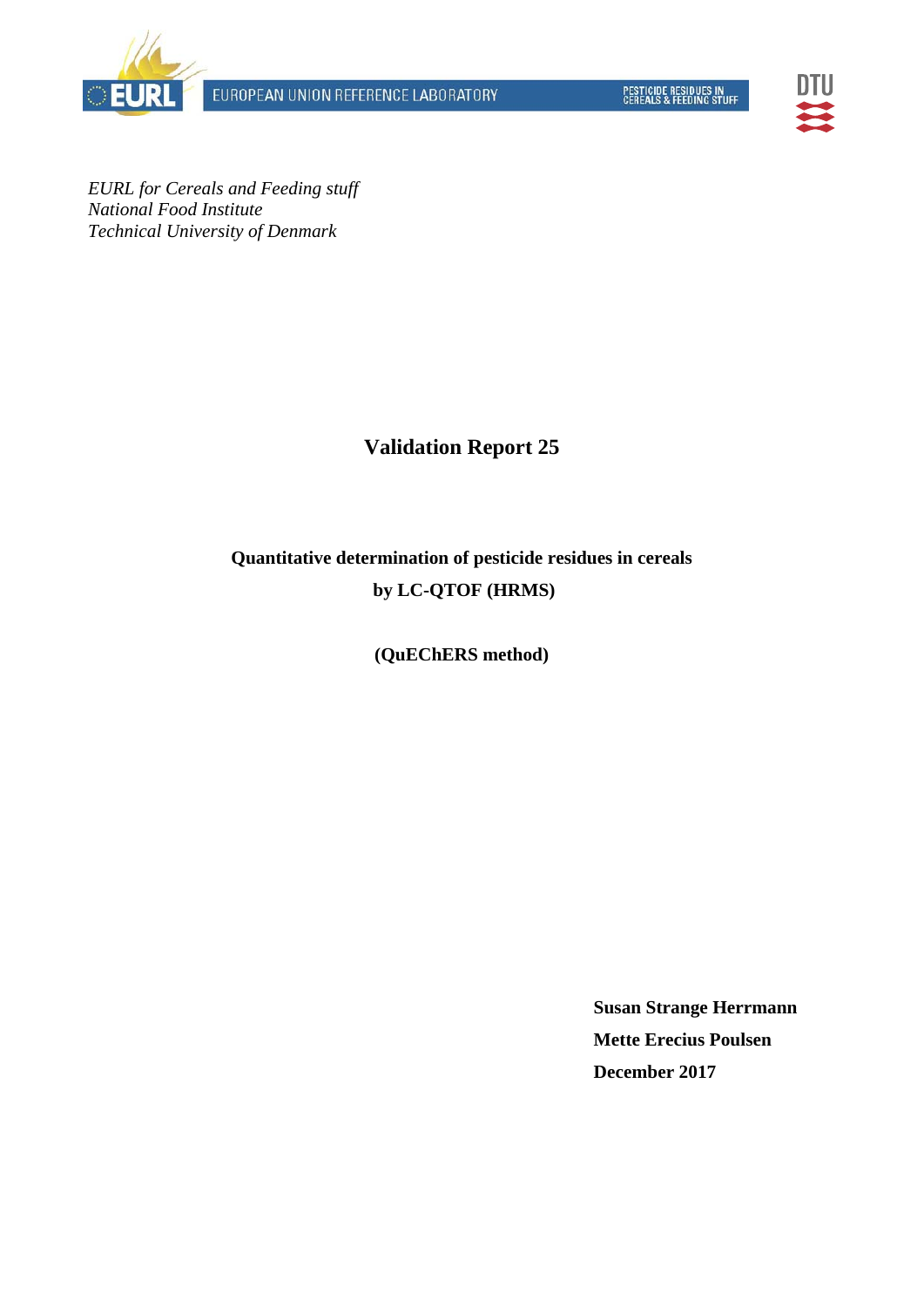*EURL for Cereals and Feeding stuff*
*National Food Institute*
*Technical University of Denmark*

# Validation Report 25

**Quantitative determination of pesticide residues in cereals**
**by LC-QTOF (HRMS)**

**(QuEChERS method)**

**Susan Strange Herrmann**
**Mette Erecius Poulsen**
**December 2017**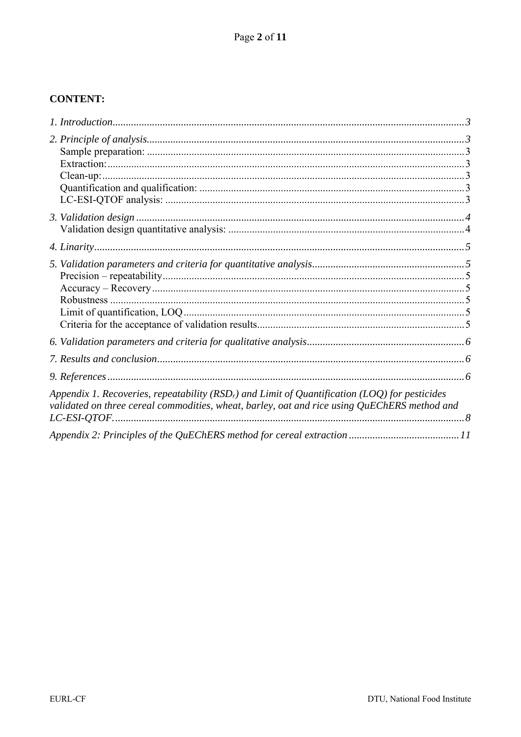**CONTENT:**

*1. Introduction* ..... *3*

*2. Principle of analysis* ..... *3*
- Sample preparation: ..... 3
- Extraction: ..... 3
- Clean-up: ..... 3
- Quantification and qualification: ..... 3
- LC-ESI-QTOF analysis: ..... 3

*3. Validation design* ..... *4*
- Validation design quantitative analysis: ..... 4

*4. Linarity* ..... *5*

*5. Validation parameters and criteria for quantitative analysis* ..... *5*
- Precision – repeatability ..... 5
- Accuracy – Recovery ..... 5
- Robustness ..... 5
- Limit of quantification, LOQ ..... 5
- Criteria for the acceptance of validation results ..... 5

*6. Validation parameters and criteria for qualitative analysis* ..... *6*

*7. Results and conclusion* ..... *6*

*9. References* ..... *6*

*Appendix 1. Recoveries, repeatability ($RSD_r$) and Limit of Quantification (LOQ) for pesticides validated on three cereal commodities, wheat, barley, oat and rice using QuEChERS method and LC-ESI-QTOF.* ..... *8*

*Appendix 2: Principles of the QuEChERS method for cereal extraction* ..... *11*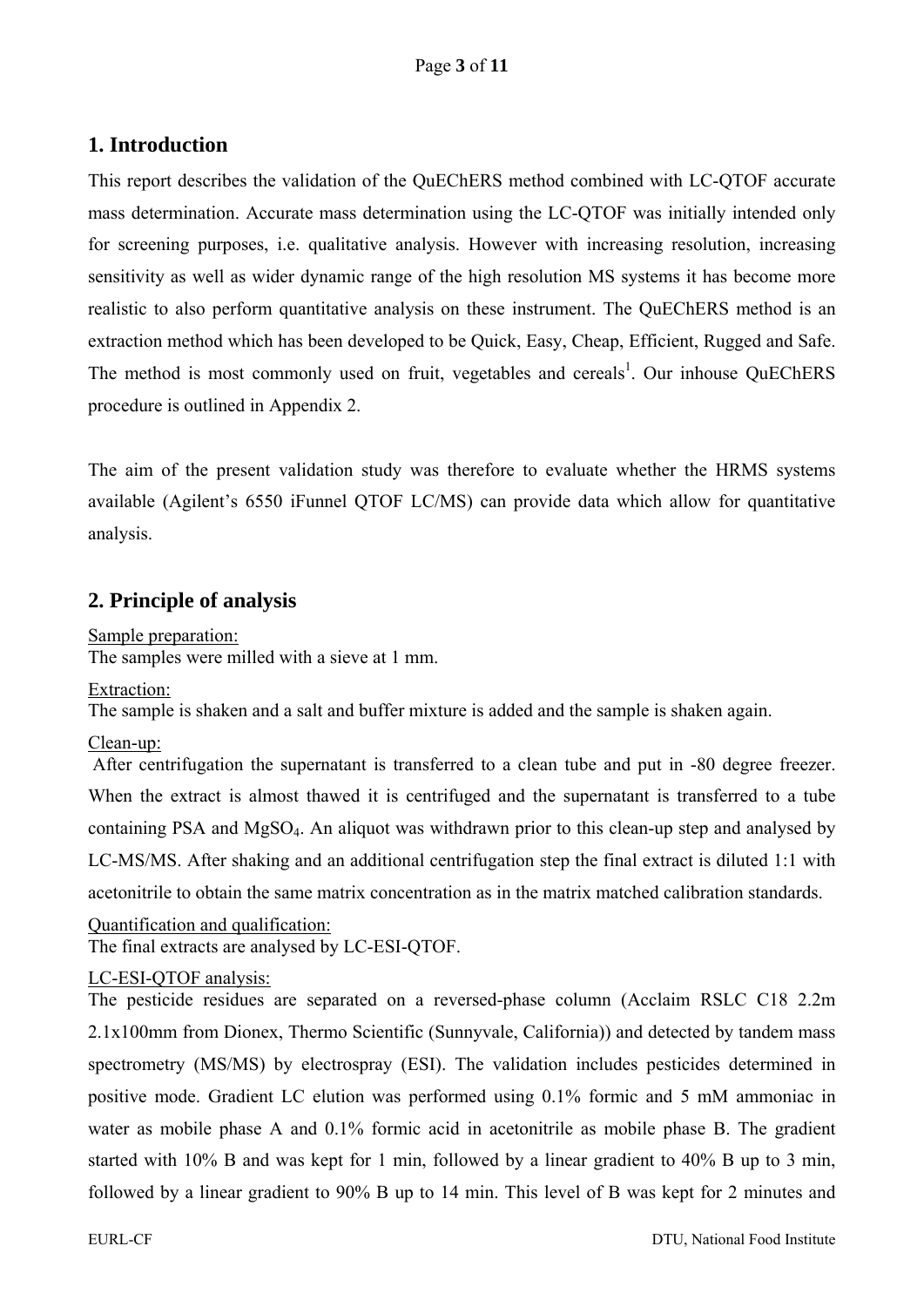## 1. Introduction

This report describes the validation of the QuEChERS method combined with LC-QTOF accurate mass determination. Accurate mass determination using the LC-QTOF was initially intended only for screening purposes, i.e. qualitative analysis. However with increasing resolution, increasing sensitivity as well as wider dynamic range of the high resolution MS systems it has become more realistic to also perform quantitative analysis on these instrument. The QuEChERS method is an extraction method which has been developed to be Quick, Easy, Cheap, Efficient, Rugged and Safe. The method is most commonly used on fruit, vegetables and cereals[1]. Our inhouse QuEChERS procedure is outlined in Appendix 2.

The aim of the present validation study was therefore to evaluate whether the HRMS systems available (Agilent's 6550 iFunnel QTOF LC/MS) can provide data which allow for quantitative analysis.

## 2. Principle of analysis

Sample preparation:
The samples were milled with a sieve at 1 mm.

Extraction:
The sample is shaken and a salt and buffer mixture is added and the sample is shaken again.

Clean-up:
After centrifugation the supernatant is transferred to a clean tube and put in -80 degree freezer. When the extract is almost thawed it is centrifuged and the supernatant is transferred to a tube containing PSA and $MgSO_4$. An aliquot was withdrawn prior to this clean-up step and analysed by LC-MS/MS. After shaking and an additional centrifugation step the final extract is diluted 1:1 with acetonitrile to obtain the same matrix concentration as in the matrix matched calibration standards.

Quantification and qualification:
The final extracts are analysed by LC-ESI-QTOF.

LC-ESI-QTOF analysis:
The pesticide residues are separated on a reversed-phase column (Acclaim RSLC C18 2.2m 2.1x100mm from Dionex, Thermo Scientific (Sunnyvale, California)) and detected by tandem mass spectrometry (MS/MS) by electrospray (ESI). The validation includes pesticides determined in positive mode. Gradient LC elution was performed using 0.1% formic and 5 mM ammoniac in water as mobile phase A and 0.1% formic acid in acetonitrile as mobile phase B. The gradient started with 10% B and was kept for 1 min, followed by a linear gradient to 40% B up to 3 min, followed by a linear gradient to 90% B up to 14 min. This level of B was kept for 2 minutes and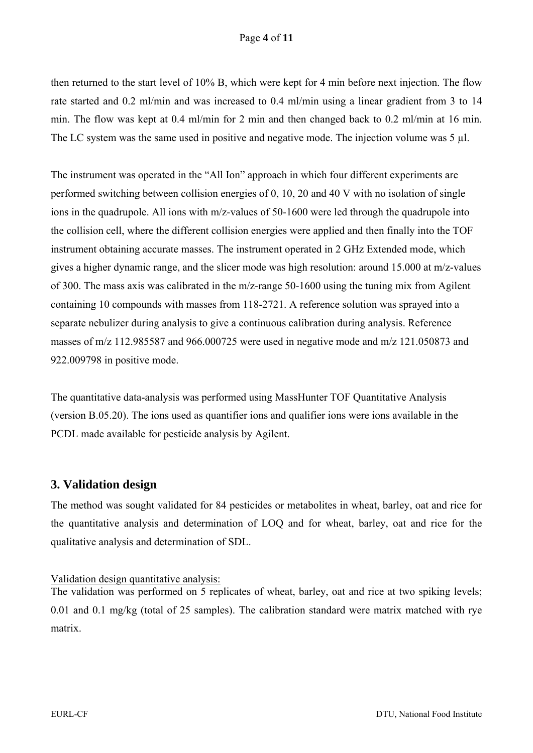then returned to the start level of 10% B, which were kept for 4 min before next injection. The flow rate started and 0.2 ml/min and was increased to 0.4 ml/min using a linear gradient from 3 to 14 min. The flow was kept at 0.4 ml/min for 2 min and then changed back to 0.2 ml/min at 16 min. The LC system was the same used in positive and negative mode. The injection volume was 5 µl.

The instrument was operated in the "All Ion" approach in which four different experiments are performed switching between collision energies of 0, 10, 20 and 40 V with no isolation of single ions in the quadrupole. All ions with m/z-values of 50-1600 were led through the quadrupole into the collision cell, where the different collision energies were applied and then finally into the TOF instrument obtaining accurate masses. The instrument operated in 2 GHz Extended mode, which gives a higher dynamic range, and the slicer mode was high resolution: around 15.000 at m/z-values of 300. The mass axis was calibrated in the m/z-range 50-1600 using the tuning mix from Agilent containing 10 compounds with masses from 118-2721. A reference solution was sprayed into a separate nebulizer during analysis to give a continuous calibration during analysis. Reference masses of m/z 112.985587 and 966.000725 were used in negative mode and m/z 121.050873 and 922.009798 in positive mode.

The quantitative data-analysis was performed using MassHunter TOF Quantitative Analysis (version B.05.20). The ions used as quantifier ions and qualifier ions were ions available in the PCDL made available for pesticide analysis by Agilent.

## 3. Validation design

The method was sought validated for 84 pesticides or metabolites in wheat, barley, oat and rice for the quantitative analysis and determination of LOQ and for wheat, barley, oat and rice for the qualitative analysis and determination of SDL.

Validation design quantitative analysis:

The validation was performed on 5 replicates of wheat, barley, oat and rice at two spiking levels; 0.01 and 0.1 mg/kg (total of 25 samples). The calibration standard were matrix matched with rye matrix.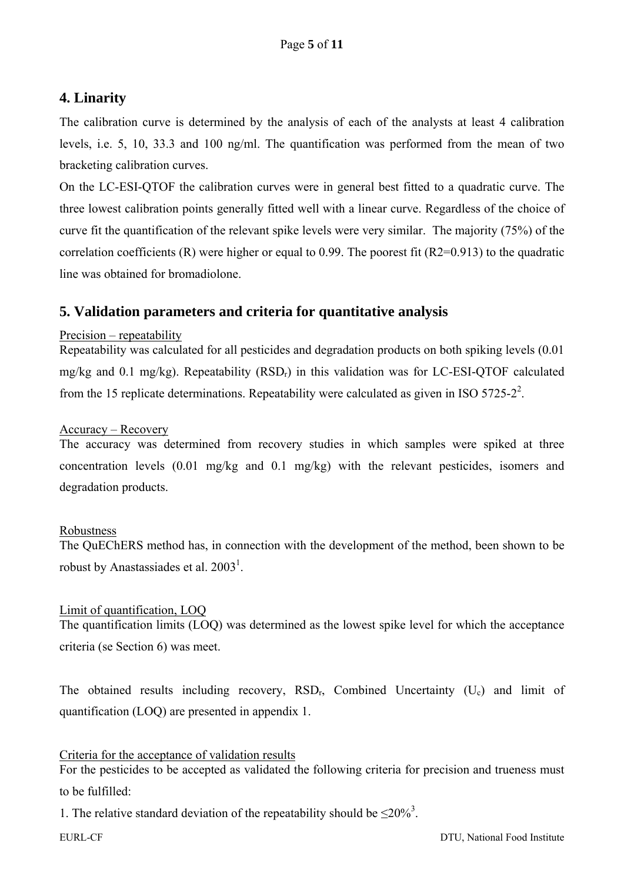## 4. Linarity

The calibration curve is determined by the analysis of each of the analysts at least 4 calibration levels, i.e. 5, 10, 33.3 and 100 ng/ml. The quantification was performed from the mean of two bracketing calibration curves.

On the LC-ESI-QTOF the calibration curves were in general best fitted to a quadratic curve. The three lowest calibration points generally fitted well with a linear curve. Regardless of the choice of curve fit the quantification of the relevant spike levels were very similar. The majority (75%) of the correlation coefficients (R) were higher or equal to 0.99. The poorest fit ($R2=0.913$) to the quadratic line was obtained for bromadiolone.

## 5. Validation parameters and criteria for quantitative analysis

Precision – repeatability

Repeatability was calculated for all pesticides and degradation products on both spiking levels (0.01 mg/kg and 0.1 mg/kg). Repeatability ($RSD_r$) in this validation was for LC-ESI-QTOF calculated from the 15 replicate determinations. Repeatability were calculated as given in ISO 5725-2[2].

Accuracy – Recovery

The accuracy was determined from recovery studies in which samples were spiked at three concentration levels (0.01 mg/kg and 0.1 mg/kg) with the relevant pesticides, isomers and degradation products.

Robustness

The QuEChERS method has, in connection with the development of the method, been shown to be robust by Anastassiades et al. 2003[1].

Limit of quantification, LOQ

The quantification limits (LOQ) was determined as the lowest spike level for which the acceptance criteria (se Section 6) was meet.

The obtained results including recovery, $RSD_r$, Combined Uncertainty ($U_c$) and limit of quantification (LOQ) are presented in appendix 1.

Criteria for the acceptance of validation results

For the pesticides to be accepted as validated the following criteria for precision and trueness must to be fulfilled:

1. The relative standard deviation of the repeatability should be $\leq 20\%$[3].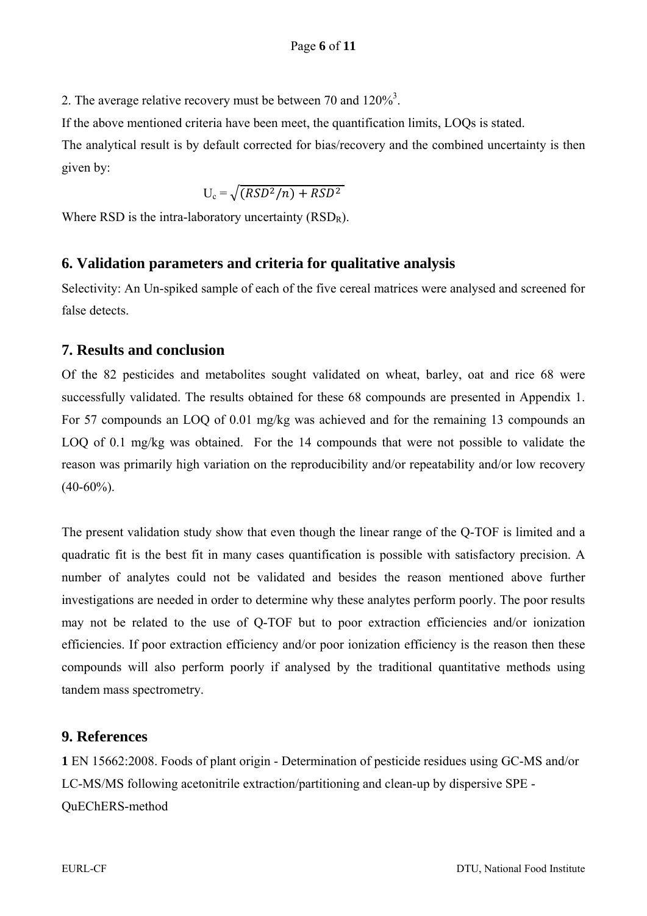2. The average relative recovery must be between 70 and 120%[3].

If the above mentioned criteria have been meet, the quantification limits, LOQs is stated.

The analytical result is by default corrected for bias/recovery and the combined uncertainty is then given by:

$$U_c = \sqrt{(RSD^2/n) + RSD^2}$$

Where RSD is the intra-laboratory uncertainty ($RSD_R$).

## 6. Validation parameters and criteria for qualitative analysis

Selectivity: An Un-spiked sample of each of the five cereal matrices were analysed and screened for false detects.

## 7. Results and conclusion

Of the 82 pesticides and metabolites sought validated on wheat, barley, oat and rice 68 were successfully validated. The results obtained for these 68 compounds are presented in Appendix 1. For 57 compounds an LOQ of 0.01 mg/kg was achieved and for the remaining 13 compounds an LOQ of 0.1 mg/kg was obtained. For the 14 compounds that were not possible to validate the reason was primarily high variation on the reproducibility and/or repeatability and/or low recovery (40-60%).

The present validation study show that even though the linear range of the Q-TOF is limited and a quadratic fit is the best fit in many cases quantification is possible with satisfactory precision. A number of analytes could not be validated and besides the reason mentioned above further investigations are needed in order to determine why these analytes perform poorly. The poor results may not be related to the use of Q-TOF but to poor extraction efficiencies and/or ionization efficiencies. If poor extraction efficiency and/or poor ionization efficiency is the reason then these compounds will also perform poorly if analysed by the traditional quantitative methods using tandem mass spectrometry.

## 9. References

**1** EN 15662:2008. Foods of plant origin - Determination of pesticide residues using GC-MS and/or LC-MS/MS following acetonitrile extraction/partitioning and clean-up by dispersive SPE - QuEChERS-method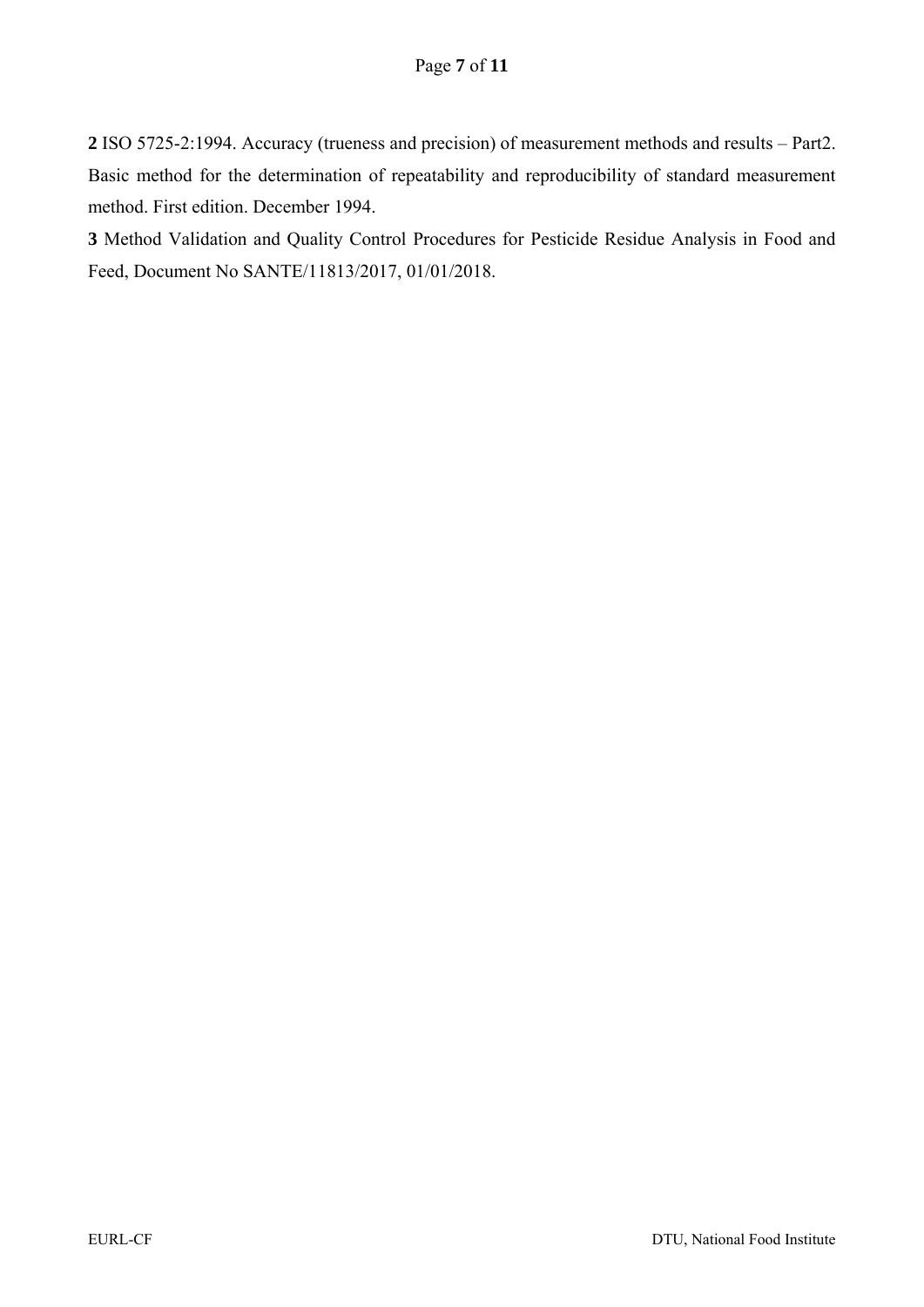**2** ISO 5725-2:1994. Accuracy (trueness and precision) of measurement methods and results – Part2. Basic method for the determination of repeatability and reproducibility of standard measurement method. First edition. December 1994.

**3** Method Validation and Quality Control Procedures for Pesticide Residue Analysis in Food and Feed, Document No SANTE/11813/2017, 01/01/2018.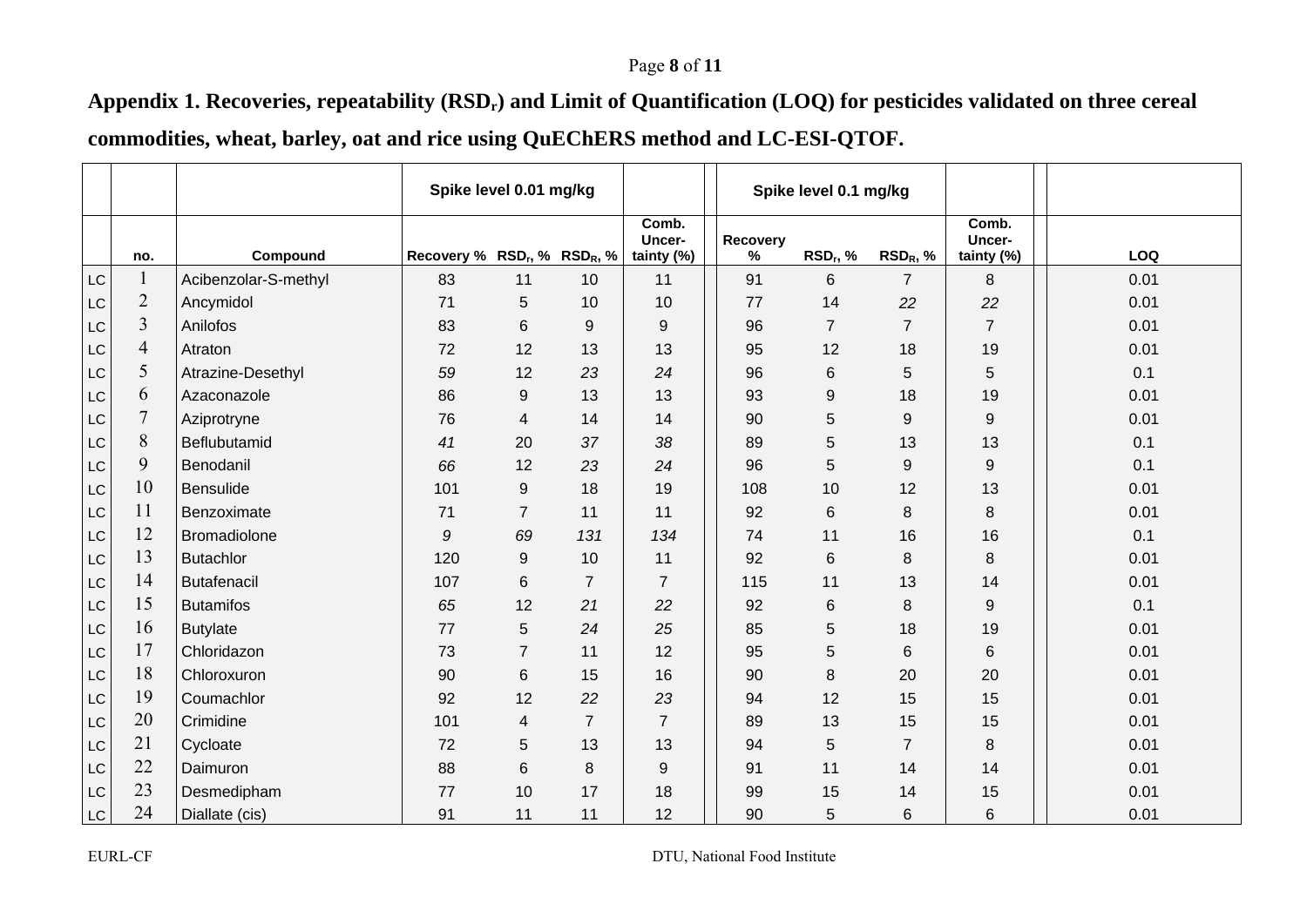**Appendix 1. Recoveries, repeatability ($RSD_r$) and Limit of Quantification (LOQ) for pesticides validated on three cereal commodities, wheat, barley, oat and rice using QuEChERS method and LC-ESI-QTOF.**

| | | | Spike level 0.01 mg/kg | | | | Spike level 0.1 mg/kg | | | | |
|---|---|---|---|---|---|---|---|---|---|---|---|
| | no. | Compound | Recovery % | $RSD_r$, % | $RSD_R$, % | Comb. Uncer-tainty (%) | Recovery % | $RSD_r$, % | $RSD_R$, % | Comb. Uncer-tainty (%) | LOQ |
| LC | 1 | Acibenzolar-S-methyl | 83 | 11 | 10 | 11 | 91 | 6 | 7 | 8 | 0.01 |
| LC | 2 | Ancymidol | 71 | 5 | 10 | 10 | 77 | 14 | *22* | *22* | 0.01 |
| LC | 3 | Anilofos | 83 | 6 | 9 | 9 | 96 | 7 | 7 | 7 | 0.01 |
| LC | 4 | Atraton | 72 | 12 | 13 | 13 | 95 | 12 | 18 | 19 | 0.01 |
| LC | 5 | Atrazine-Desethyl | *59* | 12 | *23* | *24* | 96 | 6 | 5 | 5 | 0.1 |
| LC | 6 | Azaconazole | 86 | 9 | 13 | 13 | 93 | 9 | 18 | 19 | 0.01 |
| LC | 7 | Aziprotryne | 76 | 4 | 14 | 14 | 90 | 5 | 9 | 9 | 0.01 |
| LC | 8 | Beflubutamid | *41* | 20 | *37* | *38* | 89 | 5 | 13 | 13 | 0.1 |
| LC | 9 | Benodanil | *66* | 12 | *23* | *24* | 96 | 5 | 9 | 9 | 0.1 |
| LC | 10 | Bensulide | 101 | 9 | 18 | 19 | 108 | 10 | 12 | 13 | 0.01 |
| LC | 11 | Benzoximate | 71 | 7 | 11 | 11 | 92 | 6 | 8 | 8 | 0.01 |
| LC | 12 | Bromadiolone | *9* | *69* | *131* | *134* | 74 | 11 | 16 | 16 | 0.1 |
| LC | 13 | Butachlor | 120 | 9 | 10 | 11 | 92 | 6 | 8 | 8 | 0.01 |
| LC | 14 | Butafenacil | 107 | 6 | 7 | 7 | 115 | 11 | 13 | 14 | 0.01 |
| LC | 15 | Butamifos | *65* | 12 | *21* | *22* | 92 | 6 | 8 | 9 | 0.1 |
| LC | 16 | Butylate | 77 | 5 | *24* | *25* | 85 | 5 | 18 | 19 | 0.01 |
| LC | 17 | Chloridazon | 73 | 7 | 11 | 12 | 95 | 5 | 6 | 6 | 0.01 |
| LC | 18 | Chloroxuron | 90 | 6 | 15 | 16 | 90 | 8 | 20 | 20 | 0.01 |
| LC | 19 | Coumachlor | 92 | 12 | *22* | *23* | 94 | 12 | 15 | 15 | 0.01 |
| LC | 20 | Crimidine | 101 | 4 | 7 | 7 | 89 | 13 | 15 | 15 | 0.01 |
| LC | 21 | Cycloate | 72 | 5 | 13 | 13 | 94 | 5 | 7 | 8 | 0.01 |
| LC | 22 | Daimuron | 88 | 6 | 8 | 9 | 91 | 11 | 14 | 14 | 0.01 |
| LC | 23 | Desmedipham | 77 | 10 | 17 | 18 | 99 | 15 | 14 | 15 | 0.01 |
| LC | 24 | Diallate (cis) | 91 | 11 | 11 | 12 | 90 | 5 | 6 | 6 | 0.01 |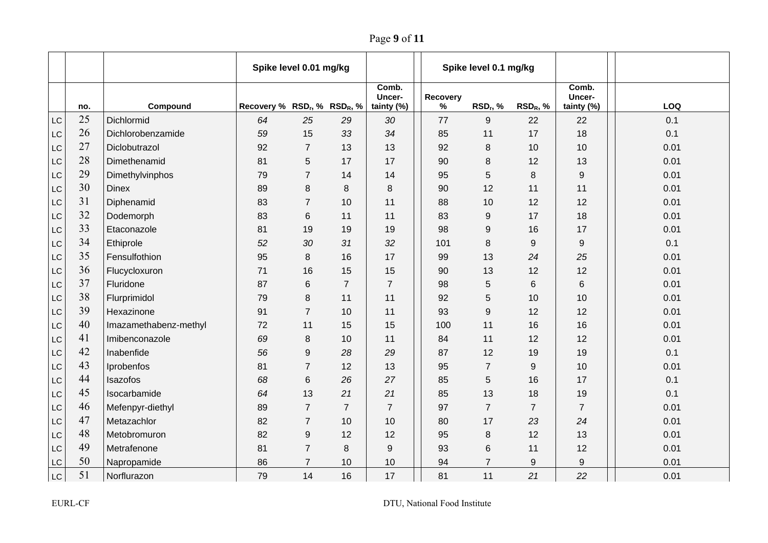| | | | Spike level 0.01 mg/kg | | | | | Spike level 0.1 mg/kg | | | | | |
|---|---|---|---|---|---|---|---|---|---|---|---|---|---|
| | no. | Compound | Recovery % | $RSD_r$, % | $RSD_R$, % | Comb. Uncer-tainty (%) | | Recovery % | $RSD_r$, % | $RSD_R$, % | Comb. Uncer-tainty (%) | | LOQ |
| LC | 25 | Dichlormid | *64* | *25* | *29* | *30* | | 77 | 9 | 22 | 22 | | 0.1 |
| LC | 26 | Dichlorobenzamide | *59* | 15 | *33* | *34* | | 85 | 11 | 17 | 18 | | 0.1 |
| LC | 27 | Diclobutrazol | 92 | 7 | 13 | 13 | | 92 | 8 | 10 | 10 | | 0.01 |
| LC | 28 | Dimethenamid | 81 | 5 | 17 | 17 | | 90 | 8 | 12 | 13 | | 0.01 |
| LC | 29 | Dimethylvinphos | 79 | 7 | 14 | 14 | | 95 | 5 | 8 | 9 | | 0.01 |
| LC | 30 | Dinex | 89 | 8 | 8 | 8 | | 90 | 12 | 11 | 11 | | 0.01 |
| LC | 31 | Diphenamid | 83 | 7 | 10 | 11 | | 88 | 10 | 12 | 12 | | 0.01 |
| LC | 32 | Dodemorph | 83 | 6 | 11 | 11 | | 83 | 9 | 17 | 18 | | 0.01 |
| LC | 33 | Etaconazole | 81 | 19 | 19 | 19 | | 98 | 9 | 16 | 17 | | 0.01 |
| LC | 34 | Ethiprole | *52* | *30* | *31* | *32* | | 101 | 8 | 9 | 9 | | 0.1 |
| LC | 35 | Fensulfothion | 95 | 8 | 16 | 17 | | 99 | 13 | *24* | *25* | | 0.01 |
| LC | 36 | Flucycloxuron | 71 | 16 | 15 | 15 | | 90 | 13 | 12 | 12 | | 0.01 |
| LC | 37 | Fluridone | 87 | 6 | 7 | 7 | | 98 | 5 | 6 | 6 | | 0.01 |
| LC | 38 | Flurprimidol | 79 | 8 | 11 | 11 | | 92 | 5 | 10 | 10 | | 0.01 |
| LC | 39 | Hexazinone | 91 | 7 | 10 | 11 | | 93 | 9 | 12 | 12 | | 0.01 |
| LC | 40 | Imazamethabenz-methyl | 72 | 11 | 15 | 15 | | 100 | 11 | 16 | 16 | | 0.01 |
| LC | 41 | Imibenconazole | *69* | 8 | 10 | 11 | | 84 | 11 | 12 | 12 | | 0.01 |
| LC | 42 | Inabenfide | *56* | 9 | *28* | *29* | | 87 | 12 | 19 | 19 | | 0.1 |
| LC | 43 | Iprobenfos | 81 | 7 | 12 | 13 | | 95 | 7 | 9 | 10 | | 0.01 |
| LC | 44 | Isazofos | *68* | 6 | *26* | *27* | | 85 | 5 | 16 | 17 | | 0.1 |
| LC | 45 | Isocarbamide | *64* | 13 | *21* | *21* | | 85 | 13 | 18 | 19 | | 0.1 |
| LC | 46 | Mefenpyr-diethyl | 89 | 7 | 7 | 7 | | 97 | 7 | 7 | 7 | | 0.01 |
| LC | 47 | Metazachlor | 82 | 7 | 10 | 10 | | 80 | 17 | *23* | *24* | | 0.01 |
| LC | 48 | Metobromuron | 82 | 9 | 12 | 12 | | 95 | 8 | 12 | 13 | | 0.01 |
| LC | 49 | Metrafenone | 81 | 7 | 8 | 9 | | 93 | 6 | 11 | 12 | | 0.01 |
| LC | 50 | Napropamide | 86 | 7 | 10 | 10 | | 94 | 7 | 9 | 9 | | 0.01 |
| LC | 51 | Norflurazon | 79 | 14 | 16 | 17 | | 81 | 11 | *21* | *22* | | 0.01 |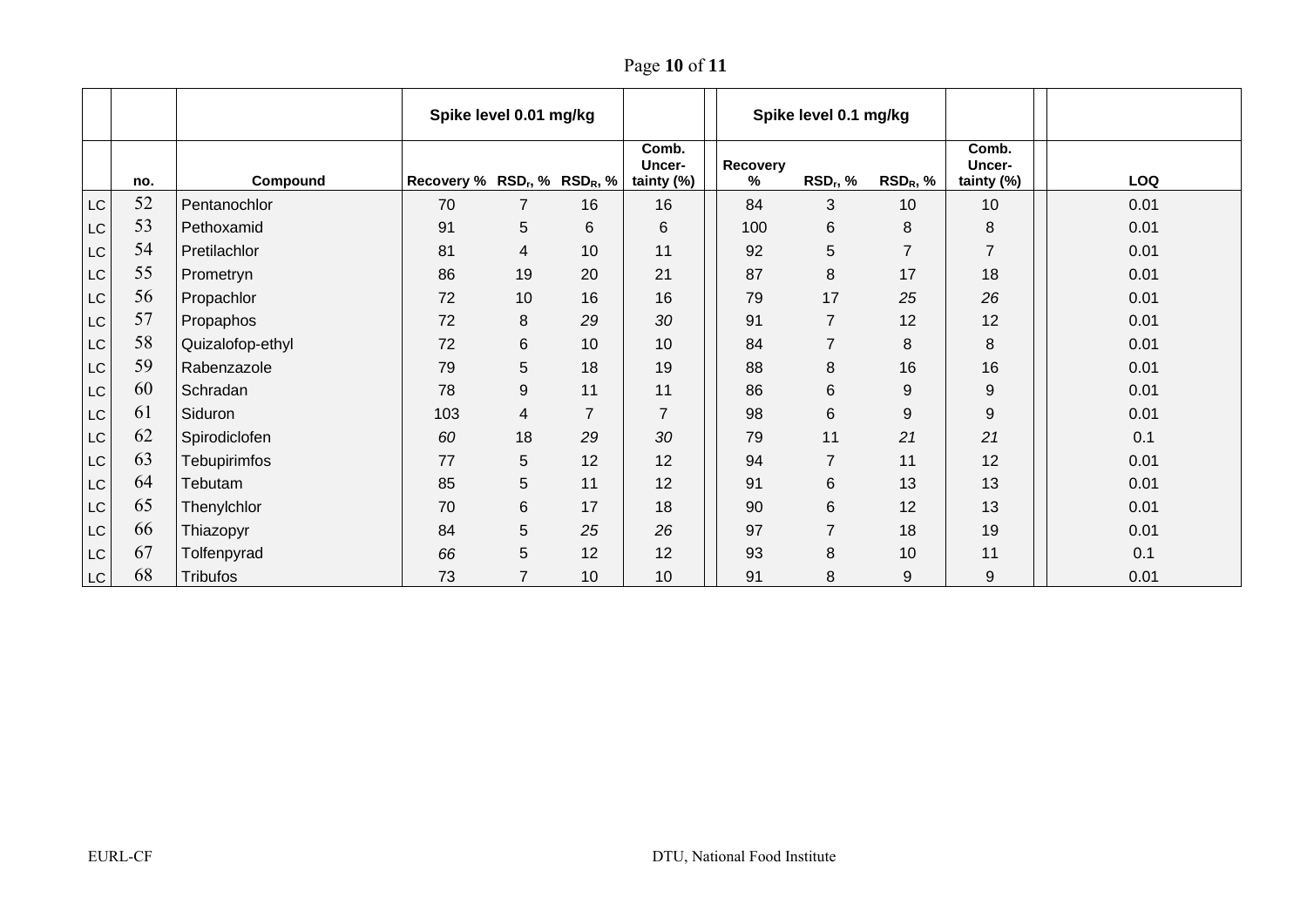| | | | Spike level 0.01 mg/kg | | | | | Spike level 0.1 mg/kg | | | | |
|---|---|---|---|---|---|---|---|---|---|---|---|---|
| | no. | Compound | Recovery % | $RSD_r$, % | $RSD_R$, % | Comb. Uncer-tainty (%) | Recovery % | $RSD_r$, % | $RSD_R$, % | Comb. Uncer-tainty (%) | LOQ |
| LC | 52 | Pentanochlor | 70 | 7 | 16 | 16 | 84 | 3 | 10 | 10 | 0.01 |
| LC | 53 | Pethoxamid | 91 | 5 | 6 | 6 | 100 | 6 | 8 | 8 | 0.01 |
| LC | 54 | Pretilachlor | 81 | 4 | 10 | 11 | 92 | 5 | 7 | 7 | 0.01 |
| LC | 55 | Prometryn | 86 | 19 | 20 | 21 | 87 | 8 | 17 | 18 | 0.01 |
| LC | 56 | Propachlor | 72 | 10 | 16 | 16 | 79 | 17 | *25* | *26* | 0.01 |
| LC | 57 | Propaphos | 72 | 8 | *29* | *30* | 91 | 7 | 12 | 12 | 0.01 |
| LC | 58 | Quizalofop-ethyl | 72 | 6 | 10 | 10 | 84 | 7 | 8 | 8 | 0.01 |
| LC | 59 | Rabenzazole | 79 | 5 | 18 | 19 | 88 | 8 | 16 | 16 | 0.01 |
| LC | 60 | Schradan | 78 | 9 | 11 | 11 | 86 | 6 | 9 | 9 | 0.01 |
| LC | 61 | Siduron | 103 | 4 | 7 | 7 | 98 | 6 | 9 | 9 | 0.01 |
| LC | 62 | Spirodiclofen | *60* | 18 | *29* | *30* | 79 | 11 | *21* | *21* | 0.1 |
| LC | 63 | Tebupirimfos | 77 | 5 | 12 | 12 | 94 | 7 | 11 | 12 | 0.01 |
| LC | 64 | Tebutam | 85 | 5 | 11 | 12 | 91 | 6 | 13 | 13 | 0.01 |
| LC | 65 | Thenylchlor | 70 | 6 | 17 | 18 | 90 | 6 | 12 | 13 | 0.01 |
| LC | 66 | Thiazopyr | 84 | 5 | *25* | *26* | 97 | 7 | 18 | 19 | 0.01 |
| LC | 67 | Tolfenpyrad | *66* | 5 | 12 | 12 | 93 | 8 | 10 | 11 | 0.1 |
| LC | 68 | Tribufos | 73 | 7 | 10 | 10 | 91 | 8 | 9 | 9 | 0.01 |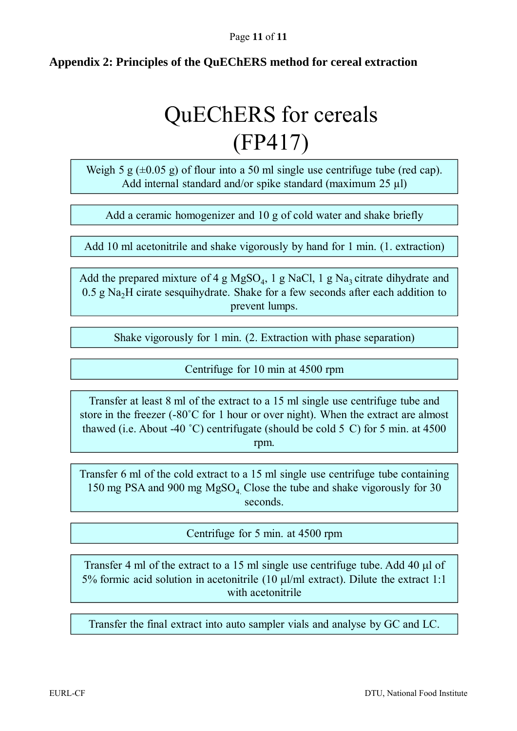## Appendix 2: Principles of the QuEChERS method for cereal extraction

# QuEChERS for cereals (FP417)

Weigh 5 g (±0.05 g) of flour into a 50 ml single use centrifuge tube (red cap). Add internal standard and/or spike standard (maximum 25 µl)

Add a ceramic homogenizer and 10 g of cold water and shake briefly

Add 10 ml acetonitrile and shake vigorously by hand for 1 min. (1. extraction)

Add the prepared mixture of 4 g $MgSO_4$, 1 g NaCl, 1 g $Na_3$ citrate dihydrate and 0.5 g $Na_2H$ cirate sesquihydrate. Shake for a few seconds after each addition to prevent lumps.

Shake vigorously for 1 min. (2. Extraction with phase separation)

Centrifuge for 10 min at 4500 rpm

Transfer at least 8 ml of the extract to a 15 ml single use centrifuge tube and store in the freezer (-80˚C for 1 hour or over night). When the extract are almost thawed (i.e. About -40 ˚C) centrifugate (should be cold 5 C) for 5 min. at 4500 rpm.

Transfer 6 ml of the cold extract to a 15 ml single use centrifuge tube containing 150 mg PSA and 900 mg $MgSO_4$. Close the tube and shake vigorously for 30 seconds.

Centrifuge for 5 min. at 4500 rpm

Transfer 4 ml of the extract to a 15 ml single use centrifuge tube. Add 40 µl of 5% formic acid solution in acetonitrile (10 µl/ml extract). Dilute the extract 1:1 with acetonitrile

Transfer the final extract into auto sampler vials and analyse by GC and LC.